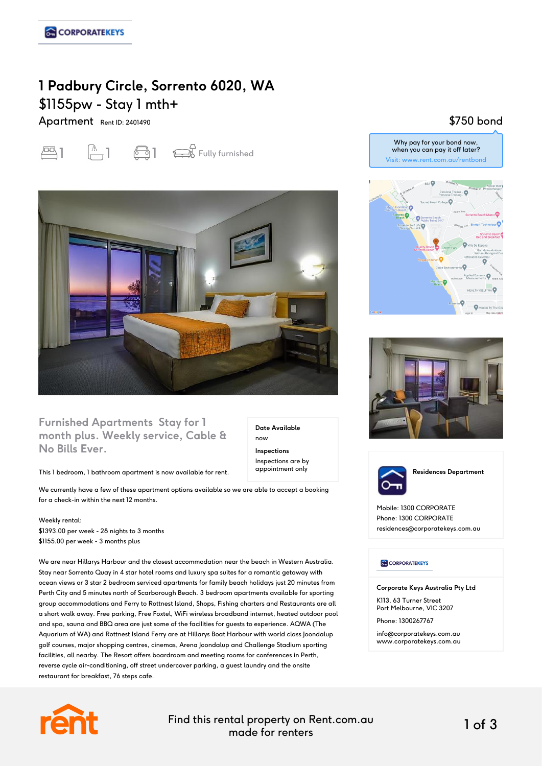# 1 Padbury Circle, Sorrento 6020, WA

## $1155pw - Stay 1 mth+

Apartment Rent ID: 2401490

$750 bond

1 bedroom 1 bathroom 1 parking Fully furnished

Why pay for your bond now, when you can pay it off later?
Visit: www.rent.com.au/rentbond

### Furnished Apartments Stay for 1 month plus. Weekly service, Cable & No Bills Ever.

**Date Available**
now

**Inspections**
Inspections are by appointment only

This 1 bedroom, 1 bathroom apartment is now available for rent.

We currently have a few of these apartment options available so we are able to accept a booking for a check-in within the next 12 months.

Weekly rental:
$1393.00 per week - 28 nights to 3 months
$1155.00 per week - 3 months plus

We are near Hillarys Harbour and the closest accommodation near the beach in Western Australia. Stay near Sorrento Quay in 4 star hotel rooms and luxury spa suites for a romantic getaway with ocean views or 3 star 2 bedroom serviced apartments for family beach holidays just 20 minutes from Perth City and 5 minutes north of Scarborough Beach. 3 bedroom apartments available for sporting group accommodations and Ferry to Rottnest Island, Shops, Fishing charters and Restaurants are all a short walk away. Free parking, Free Foxtel, WiFi wireless broadband internet, heated outdoor pool and spa, sauna and BBQ area are just some of the facilities for guests to experience. AQWA (The Aquarium of WA) and Rottnest Island Ferry are at Hillarys Boat Harbour with world class Joondalup golf courses, major shopping centres, cinemas, Arena Joondalup and Challenge Stadium sporting facilities, all nearby. The Resort offers boardroom and meeting rooms for conferences in Perth, reverse cycle air-conditioning, off street undercover parking, a guest laundry and the onsite restaurant for breakfast, 76 steps cafe.

**Residences Department**

Mobile: 1300 CORPORATE
Phone: 1300 CORPORATE
residences@corporatekeys.com.au

**Corporate Keys Australia Pty Ltd**

K113, 63 Turner Street
Port Melbourne, VIC 3207

Phone: 1300267767

info@corporatekeys.com.au
www.corporatekeys.com.au

Find this rental property on Rent.com.au made for renters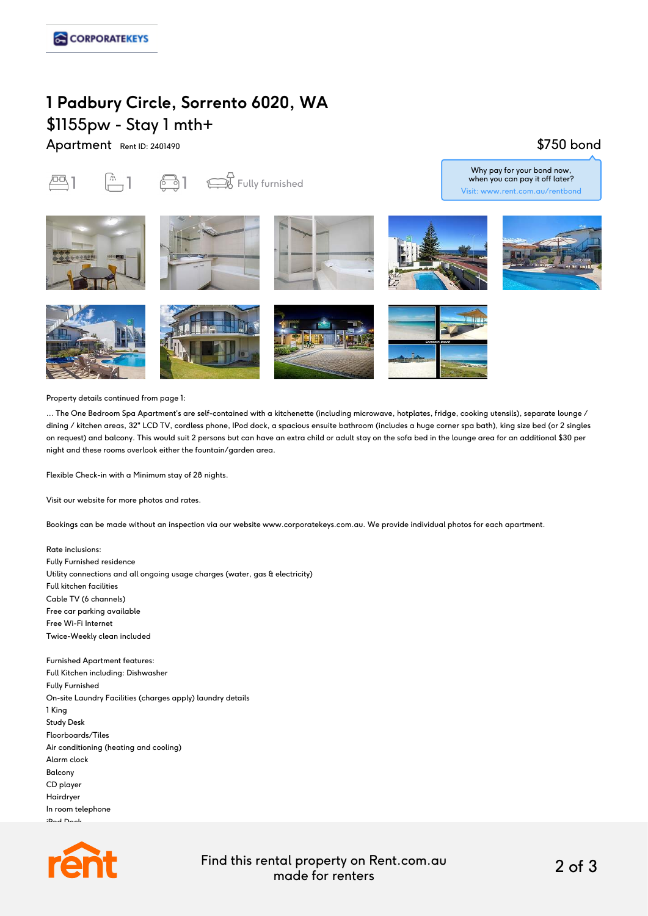CORPORATEKEYS

# 1 Padbury Circle, Sorrento 6020, WA

## $1155pw - Stay 1 mth+

Apartment Rent ID: 2401490

$750 bond

Why pay for your bond now, when you can pay it off later?
Visit: www.rent.com.au/rentbond

1 1 1 Fully furnished

Property details continued from page 1:

... The One Bedroom Spa Apartment's are self-contained with a kitchenette (including microwave, hotplates, fridge, cooking utensils), separate lounge / dining / kitchen areas, 32" LCD TV, cordless phone, IPod dock, a spacious ensuite bathroom (includes a huge corner spa bath), king size bed (or 2 singles on request) and balcony. This would suit 2 persons but can have an extra child or adult stay on the sofa bed in the lounge area for an additional $30 per night and these rooms overlook either the fountain/garden area.

Flexible Check-in with a Minimum stay of 28 nights.

Visit our website for more photos and rates.

Bookings can be made without an inspection via our website www.corporatekeys.com.au. We provide individual photos for each apartment.

Rate inclusions:
Fully Furnished residence
Utility connections and all ongoing usage charges (water, gas & electricity)
Full kitchen facilities
Cable TV (6 channels)
Free car parking available
Free Wi-Fi Internet
Twice-Weekly clean included

Furnished Apartment features:
Full Kitchen including: Dishwasher
Fully Furnished
On-site Laundry Facilities (charges apply) laundry details
1 King
Study Desk
Floorboards/Tiles
Air conditioning (heating and cooling)
Alarm clock
Balcony
CD player
Hairdryer
In room telephone
iPod Dock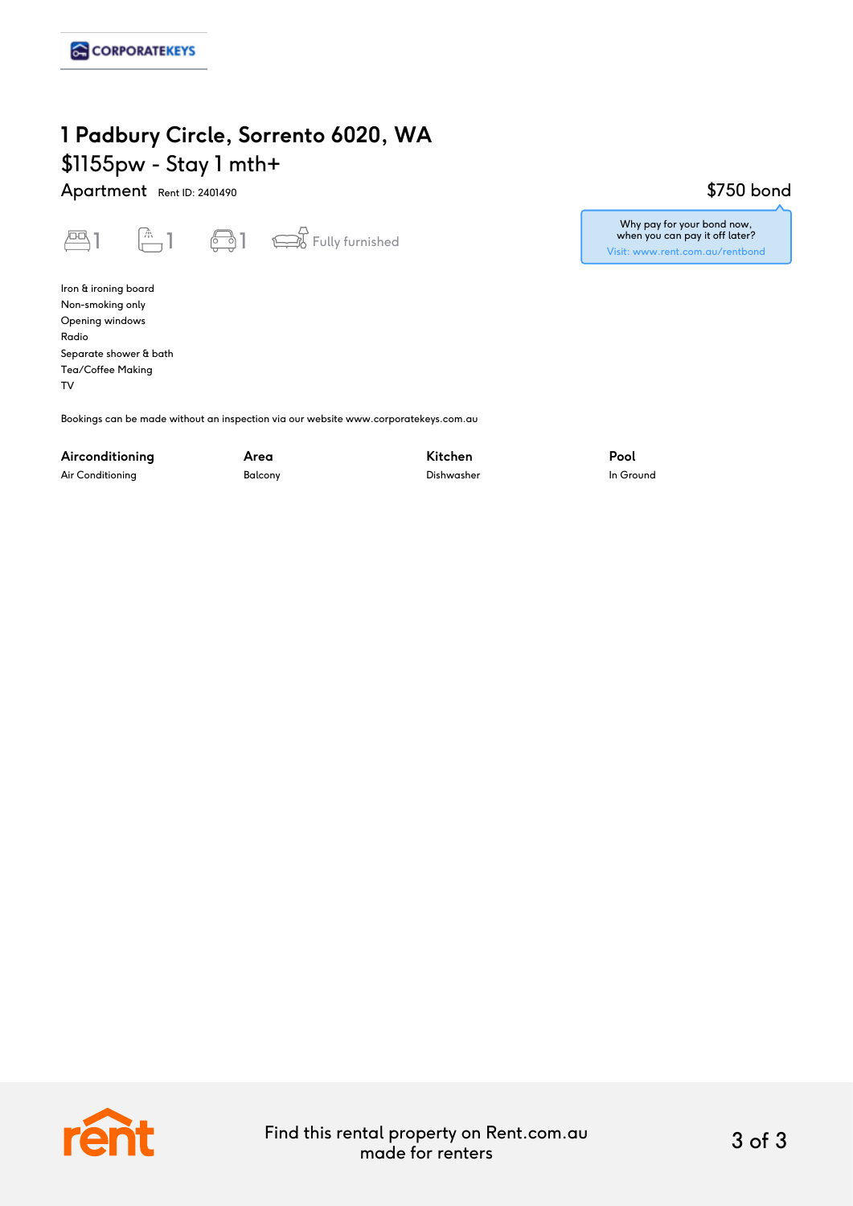CORPORATEKEYS

# 1 Padbury Circle, Sorrento 6020, WA

## $1155pw - Stay 1 mth+

Apartment Rent ID: 2401490

$750 bond

Why pay for your bond now, when you can pay it off later?
Visit: www.rent.com.au/rentbond

1 1 1 Fully furnished

Iron & ironing board
Non-smoking only
Opening windows
Radio
Separate shower & bath
Tea/Coffee Making
TV

Bookings can be made without an inspection via our website www.corporatekeys.com.au

| Airconditioning | Area | Kitchen | Pool |
| --- | --- | --- | --- |
| Air Conditioning | Balcony | Dishwasher | In Ground |

Find this rental property on Rent.com.au made for renters